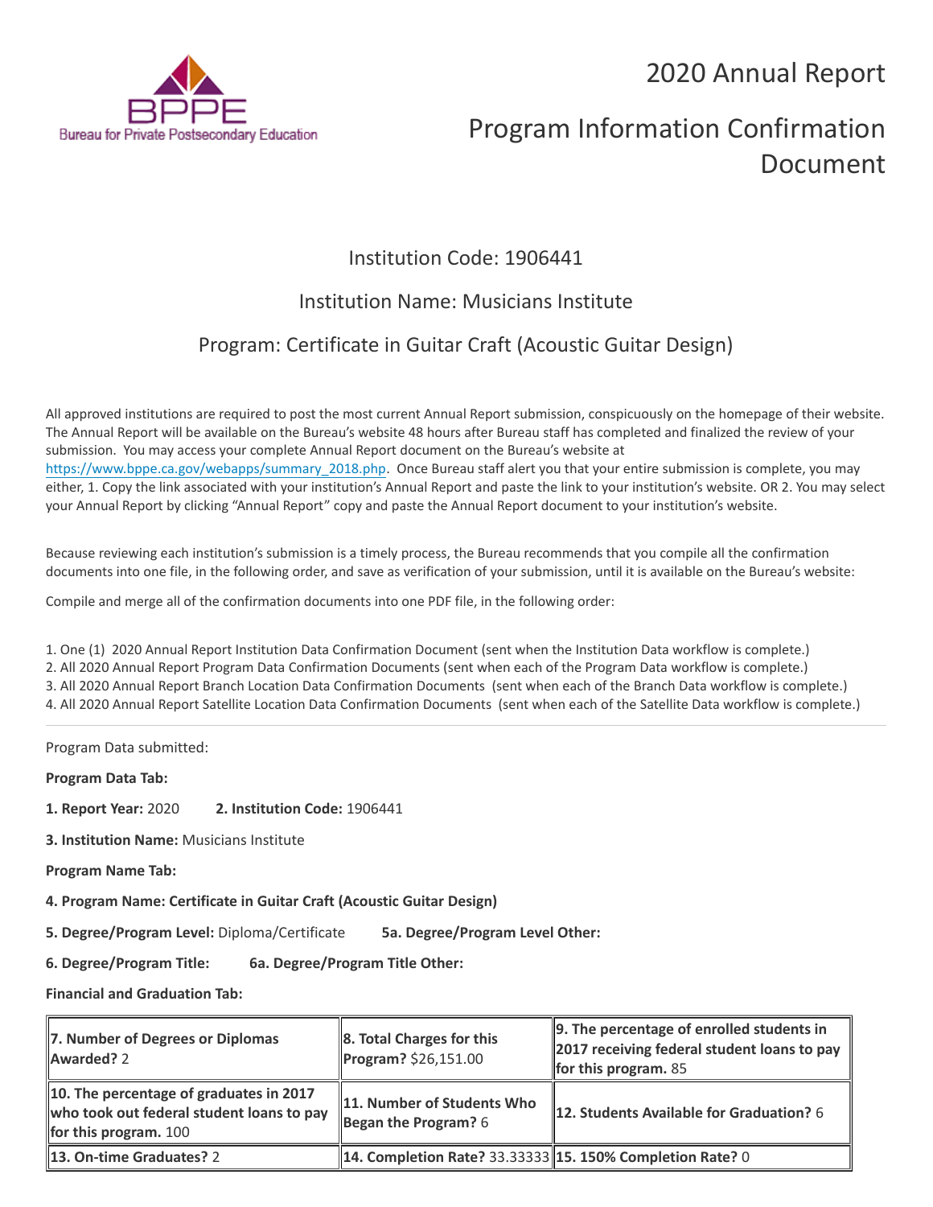BPPE
Bureau for Private Postsecondary Education

# 2020 Annual Report

# Program Information Confirmation Document

## Institution Code: 1906441

## Institution Name: Musicians Institute

## Program: Certificate in Guitar Craft (Acoustic Guitar Design)

All approved institutions are required to post the most current Annual Report submission, conspicuously on the homepage of their website. The Annual Report will be available on the Bureau's website 48 hours after Bureau staff has completed and finalized the review of your submission. You may access your complete Annual Report document on the Bureau's website at https://www.bppe.ca.gov/webapps/summary_2018.php. Once Bureau staff alert you that your entire submission is complete, you may either, 1. Copy the link associated with your institution's Annual Report and paste the link to your institution's website. OR 2. You may select your Annual Report by clicking "Annual Report" copy and paste the Annual Report document to your institution's website.

Because reviewing each institution's submission is a timely process, the Bureau recommends that you compile all the confirmation documents into one file, in the following order, and save as verification of your submission, until it is available on the Bureau's website:

Compile and merge all of the confirmation documents into one PDF file, in the following order:

1. One (1) 2020 Annual Report Institution Data Confirmation Document (sent when the Institution Data workflow is complete.)
2. All 2020 Annual Report Program Data Confirmation Documents (sent when each of the Program Data workflow is complete.)
3. All 2020 Annual Report Branch Location Data Confirmation Documents (sent when each of the Branch Data workflow is complete.)
4. All 2020 Annual Report Satellite Location Data Confirmation Documents (sent when each of the Satellite Data workflow is complete.)

---

Program Data submitted:

**Program Data Tab:**

**1. Report Year:** 2020 **2. Institution Code:** 1906441

**3. Institution Name:** Musicians Institute

**Program Name Tab:**

**4. Program Name: Certificate in Guitar Craft (Acoustic Guitar Design)**

**5. Degree/Program Level:** Diploma/Certificate **5a. Degree/Program Level Other:**

**6. Degree/Program Title:** **6a. Degree/Program Title Other:**

**Financial and Graduation Tab:**

| | | |
|---|---|---|
| **7. Number of Degrees or Diplomas Awarded?** 2 | **8. Total Charges for this Program?** $26,151.00 | **9. The percentage of enrolled students in 2017 receiving federal student loans to pay for this program.** 85 |
| **10. The percentage of graduates in 2017 who took out federal student loans to pay for this program.** 100 | **11. Number of Students Who Began the Program?** 6 | **12. Students Available for Graduation?** 6 |
| **13. On-time Graduates?** 2 | **14. Completion Rate?** 33.33333 | **15. 150% Completion Rate?** 0 |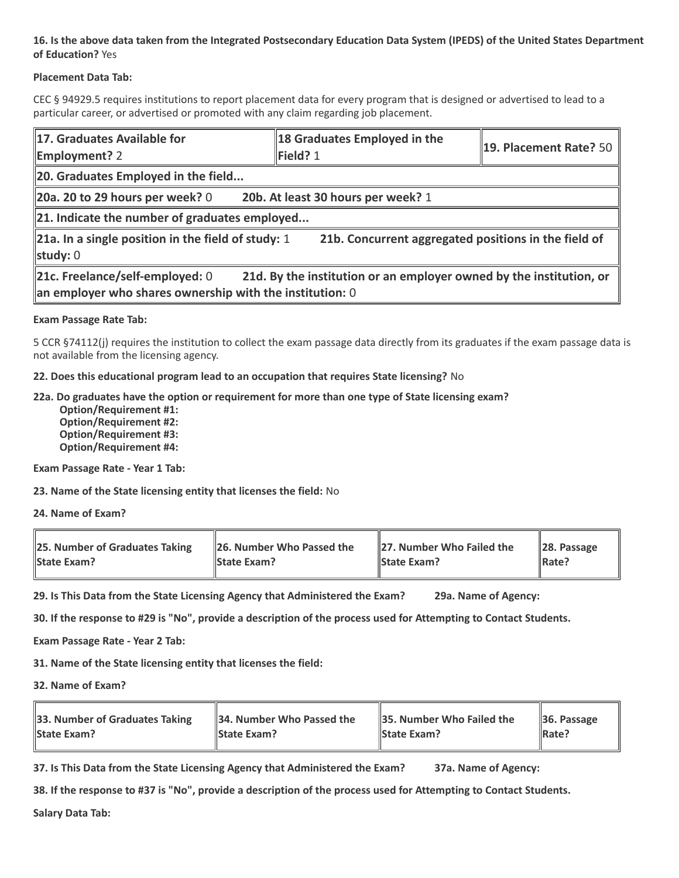**16. Is the above data taken from the Integrated Postsecondary Education Data System (IPEDS) of the United States Department of Education?** Yes

**Placement Data Tab:**

CEC § 94929.5 requires institutions to report placement data for every program that is designed or advertised to lead to a particular career, or advertised or promoted with any claim regarding job placement.

| **17. Graduates Available for Employment?** 2 | **18 Graduates Employed in the Field?** 1 | **19. Placement Rate?** 50 |
|---|---|---|
| **20. Graduates Employed in the field...** | | |
| **20a. 20 to 29 hours per week?** 0 **20b. At least 30 hours per week?** 1 | | |
| **21. Indicate the number of graduates employed...** | | |
| **21a. In a single position in the field of study:** 1 **21b. Concurrent aggregated positions in the field of study:** 0 | | |
| **21c. Freelance/self-employed:** 0 **21d. By the institution or an employer owned by the institution, or an employer who shares ownership with the institution:** 0 | | |

**Exam Passage Rate Tab:**

5 CCR §74112(j) requires the institution to collect the exam passage data directly from its graduates if the exam passage data is not available from the licensing agency.

**22. Does this educational program lead to an occupation that requires State licensing?** No

**22a. Do graduates have the option or requirement for more than one type of State licensing exam?**
- **Option/Requirement #1:**
- **Option/Requirement #2:**
- **Option/Requirement #3:**
- **Option/Requirement #4:**

**Exam Passage Rate - Year 1 Tab:**

**23. Name of the State licensing entity that licenses the field:** No

**24. Name of Exam?**

| **25. Number of Graduates Taking State Exam?** | **26. Number Who Passed the State Exam?** | **27. Number Who Failed the State Exam?** | **28. Passage Rate?** |
|---|---|---|---|

**29. Is This Data from the State Licensing Agency that Administered the Exam?** **29a. Name of Agency:**

**30. If the response to #29 is "No", provide a description of the process used for Attempting to Contact Students.**

**Exam Passage Rate - Year 2 Tab:**

**31. Name of the State licensing entity that licenses the field:**

**32. Name of Exam?**

| **33. Number of Graduates Taking State Exam?** | **34. Number Who Passed the State Exam?** | **35. Number Who Failed the State Exam?** | **36. Passage Rate?** |
|---|---|---|---|

**37. Is This Data from the State Licensing Agency that Administered the Exam?** **37a. Name of Agency:**

**38. If the response to #37 is "No", provide a description of the process used for Attempting to Contact Students.**

**Salary Data Tab:**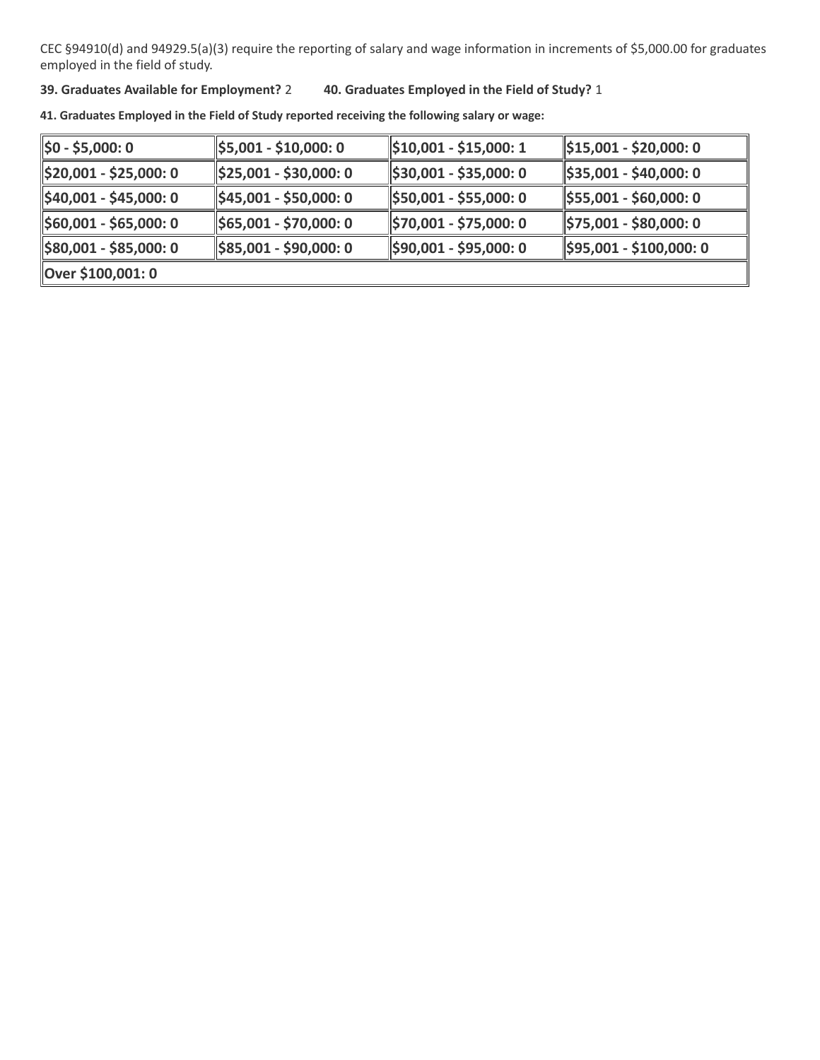CEC §94910(d) and 94929.5(a)(3) require the reporting of salary and wage information in increments of $5,000.00 for graduates employed in the field of study.

**39. Graduates Available for Employment?** 2 **40. Graduates Employed in the Field of Study?** 1

**41. Graduates Employed in the Field of Study reported receiving the following salary or wage:**

| | | | |
|---|---|---|---|
| **$0 - $5,000: 0** | **$5,001 - $10,000: 0** | **$10,001 - $15,000: 1** | **$15,001 - $20,000: 0** |
| **$20,001 - $25,000: 0** | **$25,001 - $30,000: 0** | **$30,001 - $35,000: 0** | **$35,001 - $40,000: 0** |
| **$40,001 - $45,000: 0** | **$45,001 - $50,000: 0** | **$50,001 - $55,000: 0** | **$55,001 - $60,000: 0** |
| **$60,001 - $65,000: 0** | **$65,001 - $70,000: 0** | **$70,001 - $75,000: 0** | **$75,001 - $80,000: 0** |
| **$80,001 - $85,000: 0** | **$85,001 - $90,000: 0** | **$90,001 - $95,000: 0** | **$95,001 - $100,000: 0** |
| **Over $100,001: 0** | | | |